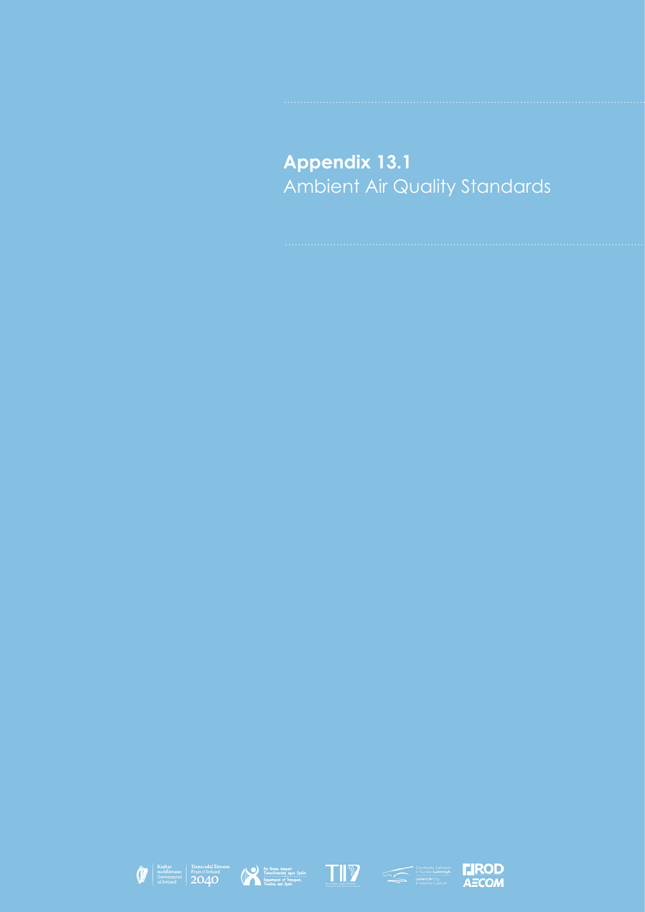# Appendix 13.1

Ambient Air Quality Standards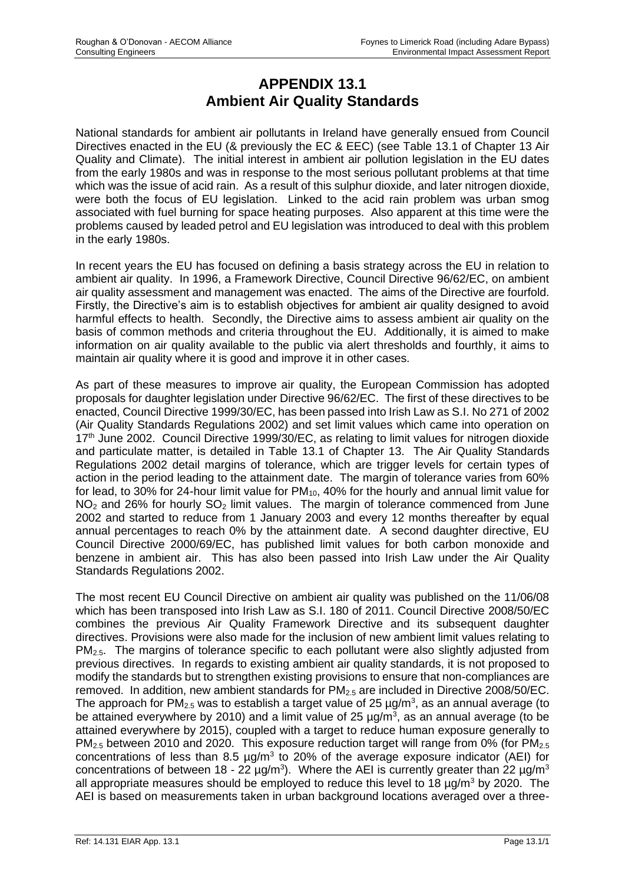# APPENDIX 13.1
# Ambient Air Quality Standards

National standards for ambient air pollutants in Ireland have generally ensued from Council Directives enacted in the EU (& previously the EC & EEC) (see Table 13.1 of Chapter 13 Air Quality and Climate). The initial interest in ambient air pollution legislation in the EU dates from the early 1980s and was in response to the most serious pollutant problems at that time which was the issue of acid rain. As a result of this sulphur dioxide, and later nitrogen dioxide, were both the focus of EU legislation. Linked to the acid rain problem was urban smog associated with fuel burning for space heating purposes. Also apparent at this time were the problems caused by leaded petrol and EU legislation was introduced to deal with this problem in the early 1980s.

In recent years the EU has focused on defining a basis strategy across the EU in relation to ambient air quality. In 1996, a Framework Directive, Council Directive 96/62/EC, on ambient air quality assessment and management was enacted. The aims of the Directive are fourfold. Firstly, the Directive's aim is to establish objectives for ambient air quality designed to avoid harmful effects to health. Secondly, the Directive aims to assess ambient air quality on the basis of common methods and criteria throughout the EU. Additionally, it is aimed to make information on air quality available to the public via alert thresholds and fourthly, it aims to maintain air quality where it is good and improve it in other cases.

As part of these measures to improve air quality, the European Commission has adopted proposals for daughter legislation under Directive 96/62/EC. The first of these directives to be enacted, Council Directive 1999/30/EC, has been passed into Irish Law as S.I. No 271 of 2002 (Air Quality Standards Regulations 2002) and set limit values which came into operation on 17th June 2002. Council Directive 1999/30/EC, as relating to limit values for nitrogen dioxide and particulate matter, is detailed in Table 13.1 of Chapter 13. The Air Quality Standards Regulations 2002 detail margins of tolerance, which are trigger levels for certain types of action in the period leading to the attainment date. The margin of tolerance varies from 60% for lead, to 30% for 24-hour limit value for $PM_{10}$, 40% for the hourly and annual limit value for $NO_2$ and 26% for hourly $SO_2$ limit values. The margin of tolerance commenced from June 2002 and started to reduce from 1 January 2003 and every 12 months thereafter by equal annual percentages to reach 0% by the attainment date. A second daughter directive, EU Council Directive 2000/69/EC, has published limit values for both carbon monoxide and benzene in ambient air. This has also been passed into Irish Law under the Air Quality Standards Regulations 2002.

The most recent EU Council Directive on ambient air quality was published on the 11/06/08 which has been transposed into Irish Law as S.I. 180 of 2011. Council Directive 2008/50/EC combines the previous Air Quality Framework Directive and its subsequent daughter directives. Provisions were also made for the inclusion of new ambient limit values relating to $PM_{2.5}$. The margins of tolerance specific to each pollutant were also slightly adjusted from previous directives. In regards to existing ambient air quality standards, it is not proposed to modify the standards but to strengthen existing provisions to ensure that non-compliances are removed. In addition, new ambient standards for $PM_{2.5}$ are included in Directive 2008/50/EC. The approach for $PM_{2.5}$ was to establish a target value of 25 µg/m$^3$, as an annual average (to be attained everywhere by 2010) and a limit value of 25 µg/m$^3$, as an annual average (to be attained everywhere by 2015), coupled with a target to reduce human exposure generally to $PM_{2.5}$ between 2010 and 2020. This exposure reduction target will range from 0% (for $PM_{2.5}$ concentrations of less than 8.5 µg/m$^3$ to 20% of the average exposure indicator (AEI) for concentrations of between 18 - 22 µg/m$^3$). Where the AEI is currently greater than 22 µg/m$^3$ all appropriate measures should be employed to reduce this level to 18 µg/m$^3$ by 2020. The AEI is based on measurements taken in urban background locations averaged over a three-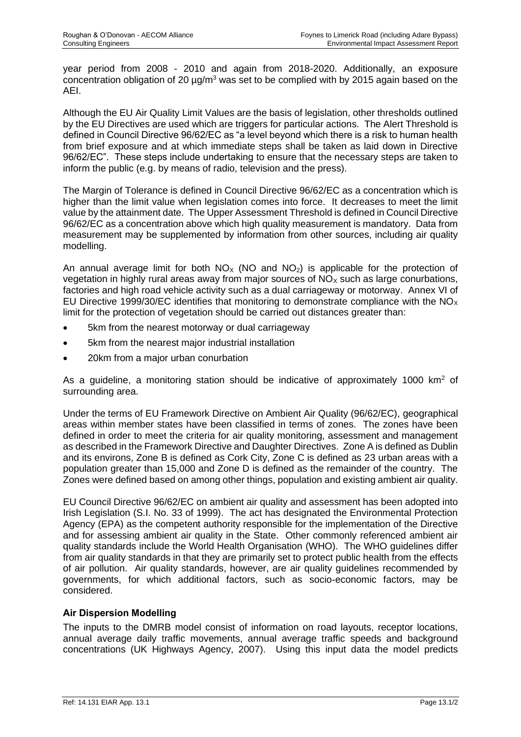year period from 2008 - 2010 and again from 2018-2020. Additionally, an exposure concentration obligation of 20 µg/m$^3$ was set to be complied with by 2015 again based on the AEI.

Although the EU Air Quality Limit Values are the basis of legislation, other thresholds outlined by the EU Directives are used which are triggers for particular actions. The Alert Threshold is defined in Council Directive 96/62/EC as "a level beyond which there is a risk to human health from brief exposure and at which immediate steps shall be taken as laid down in Directive 96/62/EC". These steps include undertaking to ensure that the necessary steps are taken to inform the public (e.g. by means of radio, television and the press).

The Margin of Tolerance is defined in Council Directive 96/62/EC as a concentration which is higher than the limit value when legislation comes into force. It decreases to meet the limit value by the attainment date. The Upper Assessment Threshold is defined in Council Directive 96/62/EC as a concentration above which high quality measurement is mandatory. Data from measurement may be supplemented by information from other sources, including air quality modelling.

An annual average limit for both $NO_X$ (NO and $NO_2$) is applicable for the protection of vegetation in highly rural areas away from major sources of $NO_X$ such as large conurbations, factories and high road vehicle activity such as a dual carriageway or motorway. Annex VI of EU Directive 1999/30/EC identifies that monitoring to demonstrate compliance with the $NO_X$ limit for the protection of vegetation should be carried out distances greater than:

- 5km from the nearest motorway or dual carriageway
- 5km from the nearest major industrial installation
- 20km from a major urban conurbation

As a guideline, a monitoring station should be indicative of approximately 1000 km$^2$ of surrounding area.

Under the terms of EU Framework Directive on Ambient Air Quality (96/62/EC), geographical areas within member states have been classified in terms of zones. The zones have been defined in order to meet the criteria for air quality monitoring, assessment and management as described in the Framework Directive and Daughter Directives. Zone A is defined as Dublin and its environs, Zone B is defined as Cork City, Zone C is defined as 23 urban areas with a population greater than 15,000 and Zone D is defined as the remainder of the country. The Zones were defined based on among other things, population and existing ambient air quality.

EU Council Directive 96/62/EC on ambient air quality and assessment has been adopted into Irish Legislation (S.I. No. 33 of 1999). The act has designated the Environmental Protection Agency (EPA) as the competent authority responsible for the implementation of the Directive and for assessing ambient air quality in the State. Other commonly referenced ambient air quality standards include the World Health Organisation (WHO). The WHO guidelines differ from air quality standards in that they are primarily set to protect public health from the effects of air pollution. Air quality standards, however, are air quality guidelines recommended by governments, for which additional factors, such as socio-economic factors, may be considered.

**Air Dispersion Modelling**

The inputs to the DMRB model consist of information on road layouts, receptor locations, annual average daily traffic movements, annual average traffic speeds and background concentrations (UK Highways Agency, 2007). Using this input data the model predicts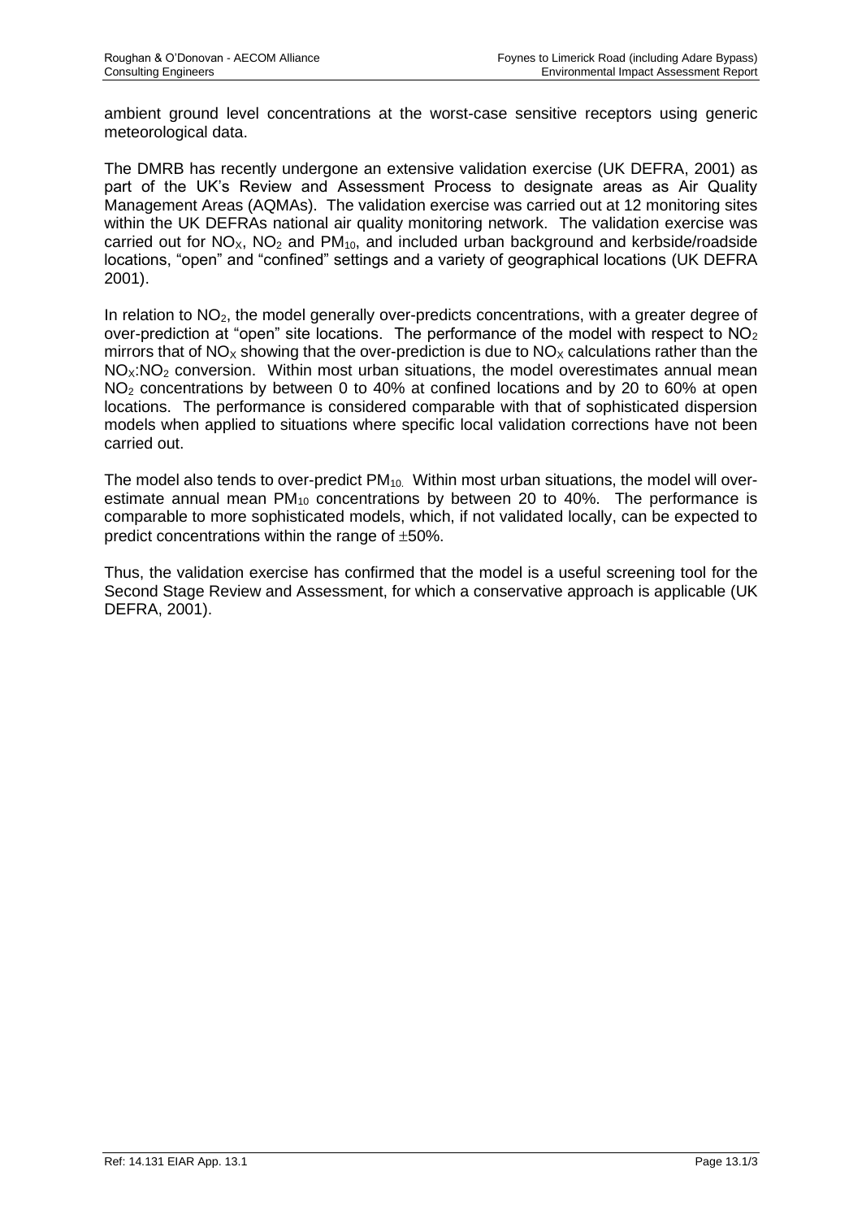ambient ground level concentrations at the worst-case sensitive receptors using generic meteorological data.

The DMRB has recently undergone an extensive validation exercise (UK DEFRA, 2001) as part of the UK's Review and Assessment Process to designate areas as Air Quality Management Areas (AQMAs). The validation exercise was carried out at 12 monitoring sites within the UK DEFRAs national air quality monitoring network. The validation exercise was carried out for $NO_X$, $NO_2$ and $PM_{10}$, and included urban background and kerbside/roadside locations, "open" and "confined" settings and a variety of geographical locations (UK DEFRA 2001).

In relation to $NO_2$, the model generally over-predicts concentrations, with a greater degree of over-prediction at "open" site locations. The performance of the model with respect to $NO_2$ mirrors that of $NO_X$ showing that the over-prediction is due to $NO_X$ calculations rather than the $NO_X$:$NO_2$ conversion. Within most urban situations, the model overestimates annual mean $NO_2$ concentrations by between 0 to 40% at confined locations and by 20 to 60% at open locations. The performance is considered comparable with that of sophisticated dispersion models when applied to situations where specific local validation corrections have not been carried out.

The model also tends to over-predict $PM_{10}$. Within most urban situations, the model will over-estimate annual mean $PM_{10}$ concentrations by between 20 to 40%. The performance is comparable to more sophisticated models, which, if not validated locally, can be expected to predict concentrations within the range of $\pm$50%.

Thus, the validation exercise has confirmed that the model is a useful screening tool for the Second Stage Review and Assessment, for which a conservative approach is applicable (UK DEFRA, 2001).